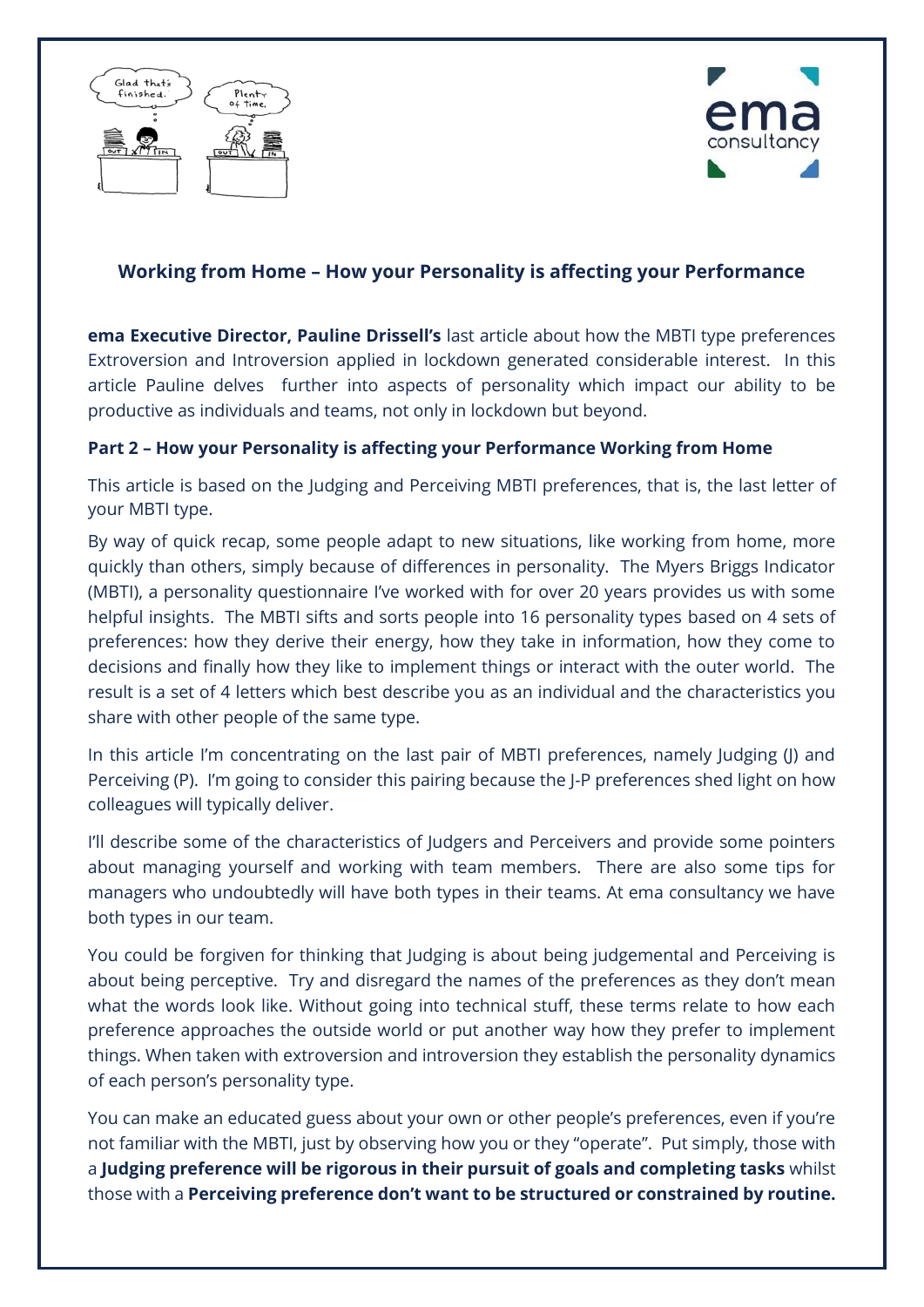## Working from Home – How your Personality is affecting your Performance

**ema Executive Director, Pauline Drissell's** last article about how the MBTI type preferences Extroversion and Introversion applied in lockdown generated considerable interest. In this article Pauline delves further into aspects of personality which impact our ability to be productive as individuals and teams, not only in lockdown but beyond.

**Part 2 – How your Personality is affecting your Performance Working from Home**

This article is based on the Judging and Perceiving MBTI preferences, that is, the last letter of your MBTI type.

By way of quick recap, some people adapt to new situations, like working from home, more quickly than others, simply because of differences in personality. The Myers Briggs Indicator (MBTI), a personality questionnaire I've worked with for over 20 years provides us with some helpful insights. The MBTI sifts and sorts people into 16 personality types based on 4 sets of preferences: how they derive their energy, how they take in information, how they come to decisions and finally how they like to implement things or interact with the outer world. The result is a set of 4 letters which best describe you as an individual and the characteristics you share with other people of the same type.

In this article I'm concentrating on the last pair of MBTI preferences, namely Judging (J) and Perceiving (P). I'm going to consider this pairing because the J-P preferences shed light on how colleagues will typically deliver.

I'll describe some of the characteristics of Judgers and Perceivers and provide some pointers about managing yourself and working with team members. There are also some tips for managers who undoubtedly will have both types in their teams. At ema consultancy we have both types in our team.

You could be forgiven for thinking that Judging is about being judgemental and Perceiving is about being perceptive. Try and disregard the names of the preferences as they don't mean what the words look like. Without going into technical stuff, these terms relate to how each preference approaches the outside world or put another way how they prefer to implement things. When taken with extroversion and introversion they establish the personality dynamics of each person's personality type.

You can make an educated guess about your own or other people's preferences, even if you're not familiar with the MBTI, just by observing how you or they "operate". Put simply, those with a **Judging preference will be rigorous in their pursuit of goals and completing tasks** whilst those with a **Perceiving preference don't want to be structured or constrained by routine.**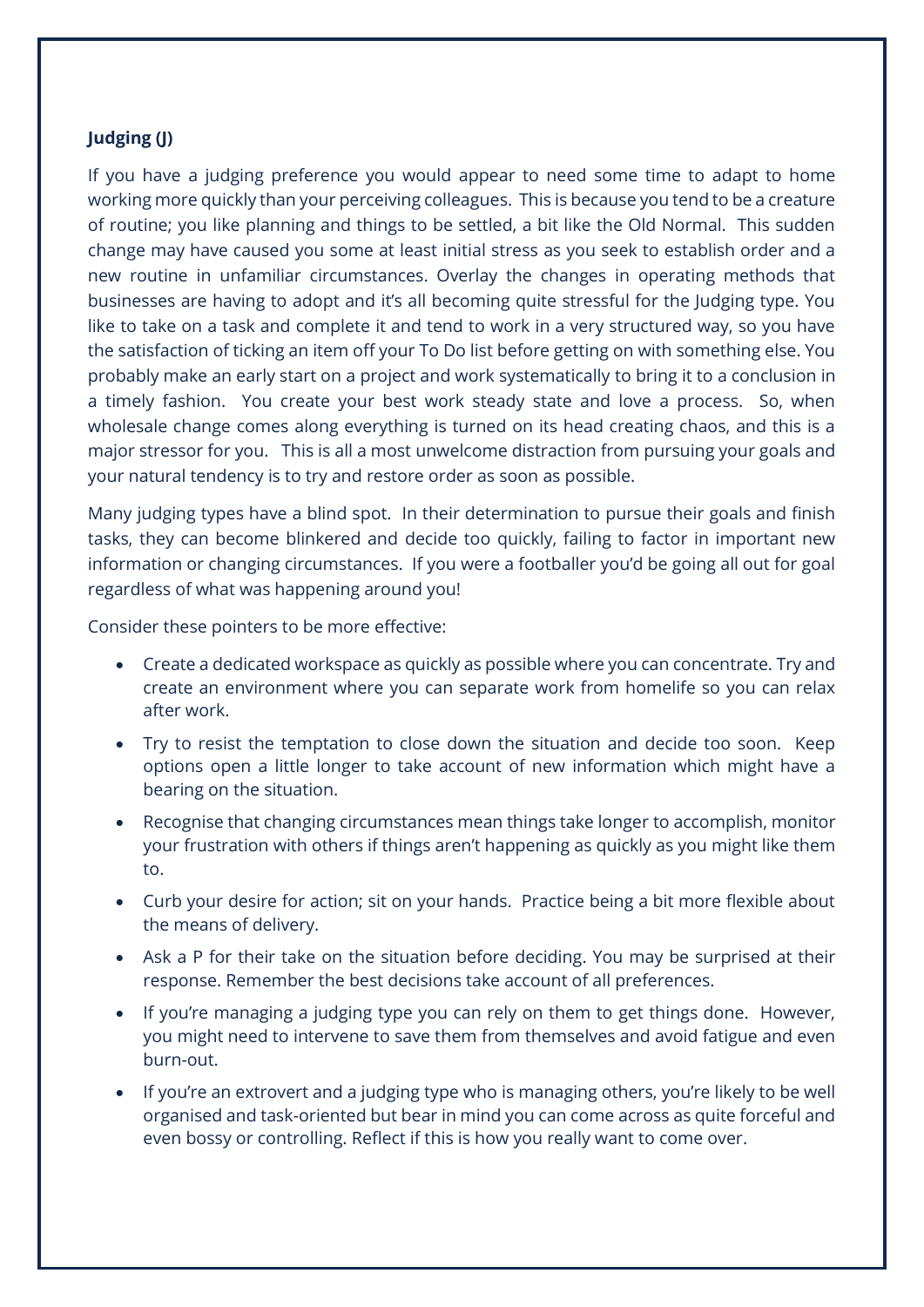**Judging (J)**

If you have a judging preference you would appear to need some time to adapt to home working more quickly than your perceiving colleagues. This is because you tend to be a creature of routine; you like planning and things to be settled, a bit like the Old Normal. This sudden change may have caused you some at least initial stress as you seek to establish order and a new routine in unfamiliar circumstances. Overlay the changes in operating methods that businesses are having to adopt and it's all becoming quite stressful for the Judging type. You like to take on a task and complete it and tend to work in a very structured way, so you have the satisfaction of ticking an item off your To Do list before getting on with something else. You probably make an early start on a project and work systematically to bring it to a conclusion in a timely fashion. You create your best work steady state and love a process. So, when wholesale change comes along everything is turned on its head creating chaos, and this is a major stressor for you. This is all a most unwelcome distraction from pursuing your goals and your natural tendency is to try and restore order as soon as possible.

Many judging types have a blind spot. In their determination to pursue their goals and finish tasks, they can become blinkered and decide too quickly, failing to factor in important new information or changing circumstances. If you were a footballer you'd be going all out for goal regardless of what was happening around you!

Consider these pointers to be more effective:

- Create a dedicated workspace as quickly as possible where you can concentrate. Try and create an environment where you can separate work from homelife so you can relax after work.
- Try to resist the temptation to close down the situation and decide too soon. Keep options open a little longer to take account of new information which might have a bearing on the situation.
- Recognise that changing circumstances mean things take longer to accomplish, monitor your frustration with others if things aren't happening as quickly as you might like them to.
- Curb your desire for action; sit on your hands. Practice being a bit more flexible about the means of delivery.
- Ask a P for their take on the situation before deciding. You may be surprised at their response. Remember the best decisions take account of all preferences.
- If you're managing a judging type you can rely on them to get things done. However, you might need to intervene to save them from themselves and avoid fatigue and even burn-out.
- If you're an extrovert and a judging type who is managing others, you're likely to be well organised and task-oriented but bear in mind you can come across as quite forceful and even bossy or controlling. Reflect if this is how you really want to come over.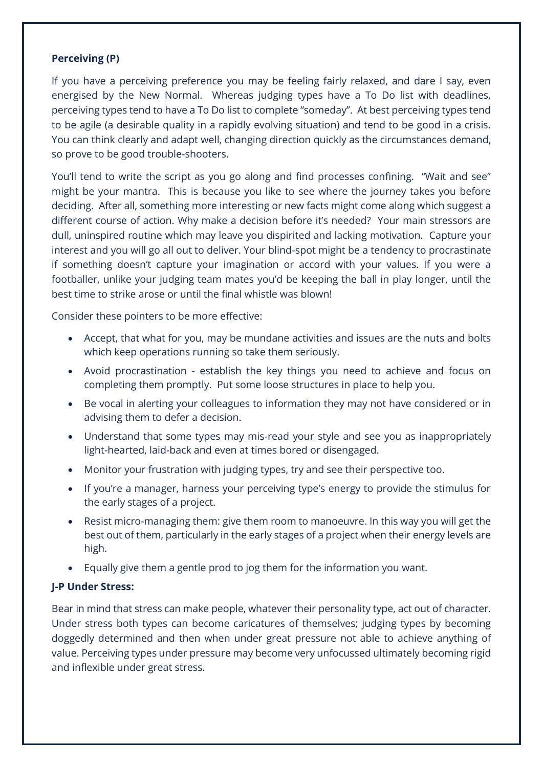**Perceiving (P)**

If you have a perceiving preference you may be feeling fairly relaxed, and dare I say, even energised by the New Normal. Whereas judging types have a To Do list with deadlines, perceiving types tend to have a To Do list to complete "someday". At best perceiving types tend to be agile (a desirable quality in a rapidly evolving situation) and tend to be good in a crisis. You can think clearly and adapt well, changing direction quickly as the circumstances demand, so prove to be good trouble-shooters.

You'll tend to write the script as you go along and find processes confining. "Wait and see" might be your mantra. This is because you like to see where the journey takes you before deciding. After all, something more interesting or new facts might come along which suggest a different course of action. Why make a decision before it's needed? Your main stressors are dull, uninspired routine which may leave you dispirited and lacking motivation. Capture your interest and you will go all out to deliver. Your blind-spot might be a tendency to procrastinate if something doesn't capture your imagination or accord with your values. If you were a footballer, unlike your judging team mates you'd be keeping the ball in play longer, until the best time to strike arose or until the final whistle was blown!

Consider these pointers to be more effective:

- Accept, that what for you, may be mundane activities and issues are the nuts and bolts which keep operations running so take them seriously.
- Avoid procrastination - establish the key things you need to achieve and focus on completing them promptly. Put some loose structures in place to help you.
- Be vocal in alerting your colleagues to information they may not have considered or in advising them to defer a decision.
- Understand that some types may mis-read your style and see you as inappropriately light-hearted, laid-back and even at times bored or disengaged.
- Monitor your frustration with judging types, try and see their perspective too.
- If you're a manager, harness your perceiving type's energy to provide the stimulus for the early stages of a project.
- Resist micro-managing them: give them room to manoeuvre. In this way you will get the best out of them, particularly in the early stages of a project when their energy levels are high.
- Equally give them a gentle prod to jog them for the information you want.

**J-P Under Stress:**

Bear in mind that stress can make people, whatever their personality type, act out of character. Under stress both types can become caricatures of themselves; judging types by becoming doggedly determined and then when under great pressure not able to achieve anything of value. Perceiving types under pressure may become very unfocussed ultimately becoming rigid and inflexible under great stress.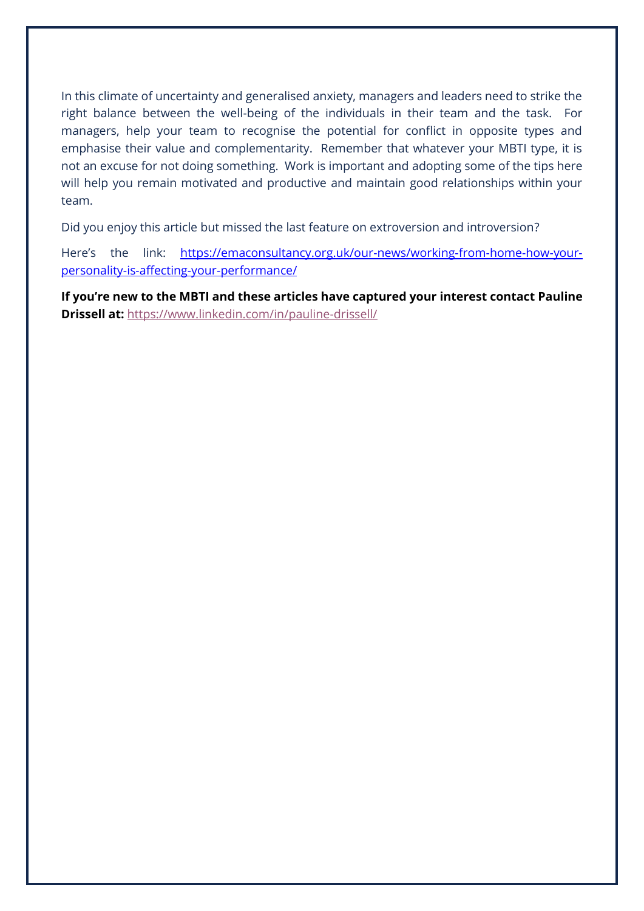In this climate of uncertainty and generalised anxiety, managers and leaders need to strike the right balance between the well-being of the individuals in their team and the task. For managers, help your team to recognise the potential for conflict in opposite types and emphasise their value and complementarity. Remember that whatever your MBTI type, it is not an excuse for not doing something. Work is important and adopting some of the tips here will help you remain motivated and productive and maintain good relationships within your team.

Did you enjoy this article but missed the last feature on extroversion and introversion?

Here's the link: [https://emaconsultancy.org.uk/our-news/working-from-home-how-your-personality-is-affecting-your-performance/](https://emaconsultancy.org.uk/our-news/working-from-home-how-your-personality-is-affecting-your-performance/)

**If you're new to the MBTI and these articles have captured your interest contact Pauline Drissell at:** [https://www.linkedin.com/in/pauline-drissell/](https://www.linkedin.com/in/pauline-drissell/)